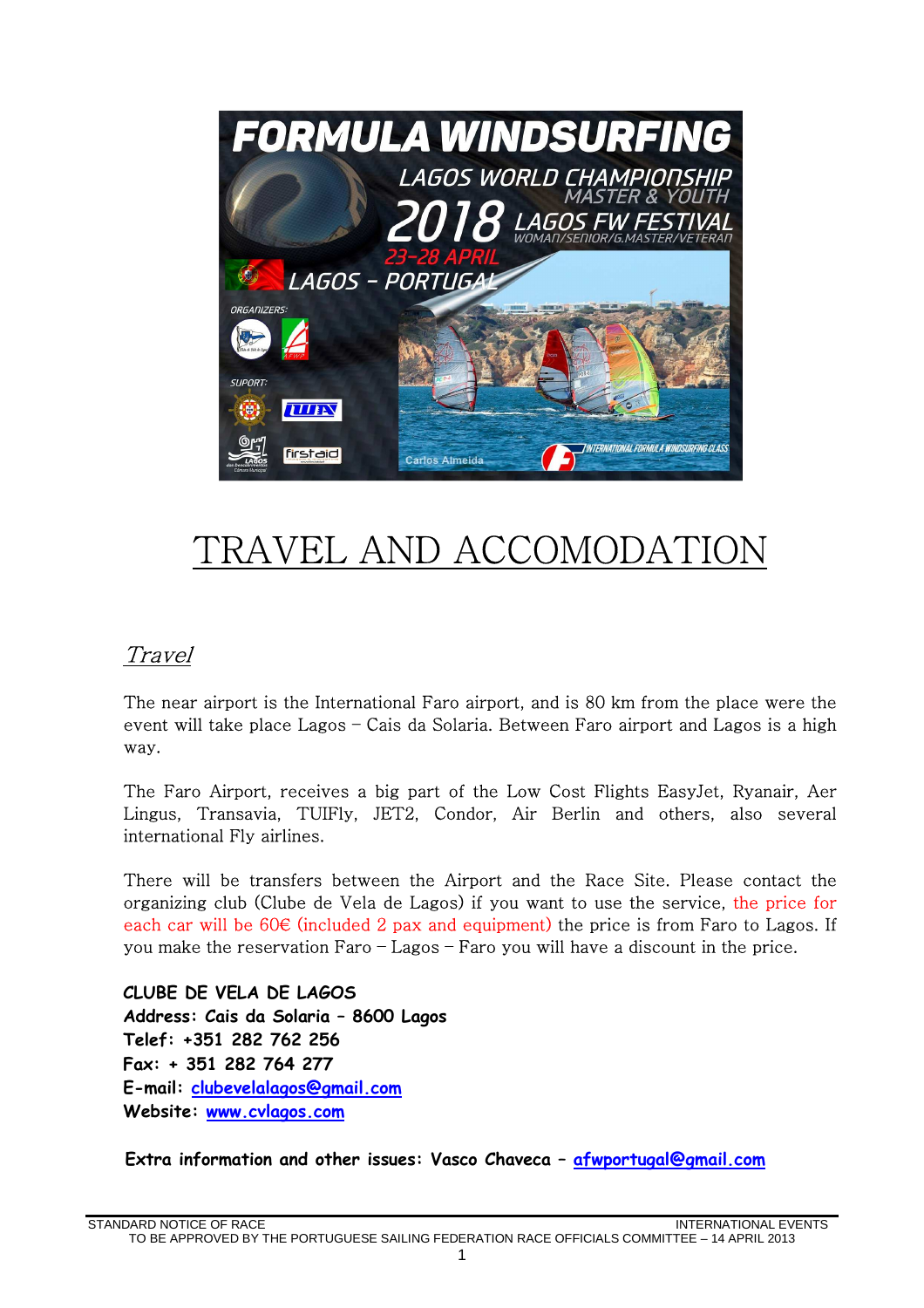# TRAVEL AND ACCOMODATION

## *Travel*

The near airport is the International Faro airport, and is 80 km from the place were the event will take place Lagos – Cais da Solaria. Between Faro airport and Lagos is a high way.

The Faro Airport, receives a big part of the Low Cost Flights EasyJet, Ryanair, Aer Lingus, Transavia, TUIFly, JET2, Condor, Air Berlin and others, also several international Fly airlines.

There will be transfers between the Airport and the Race Site. Please contact the organizing club (Clube de Vela de Lagos) if you want to use the service, the price for each car will be 60€ (included 2 pax and equipment) the price is from Faro to Lagos. If you make the reservation Faro – Lagos – Faro you will have a discount in the price.

**CLUBE DE VELA DE LAGOS**
**Address: Cais da Solaria – 8600 Lagos**
**Telef: +351 282 762 256**
**Fax: + 351 282 764 277**
**E-mail: clubevelalagos@gmail.com**
**Website: www.cvlagos.com**

**Extra information and other issues: Vasco Chaveca – afwportugal@gmail.com**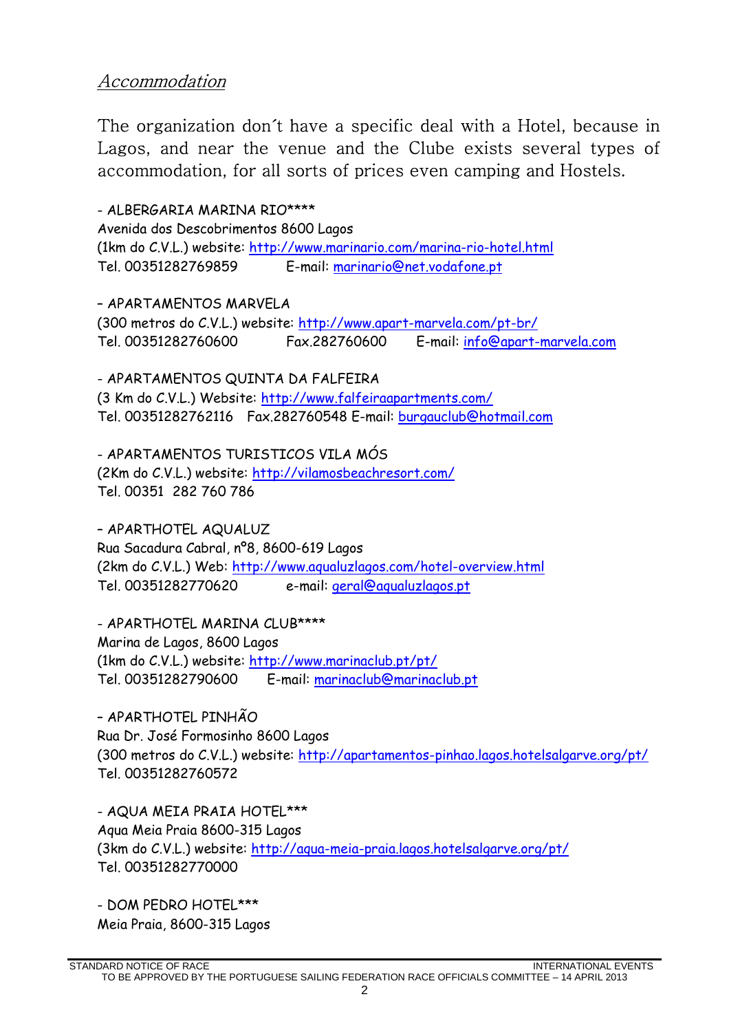## *Accommodation*

The organization don´t have a specific deal with a Hotel, because in Lagos, and near the venue and the Clube exists several types of accommodation, for all sorts of prices even camping and Hostels.

- ALBERGARIA MARINA RIO****
Avenida dos Descobrimentos 8600 Lagos
(1km do C.V.L.) website: http://www.marinario.com/marina-rio-hotel.html
Tel. 00351282769859 E-mail: marinario@net.vodafone.pt

– APARTAMENTOS MARVELA
(300 metros do C.V.L.) website: http://www.apart-marvela.com/pt-br/
Tel. 00351282760600 Fax.282760600 E-mail: info@apart-marvela.com

- APARTAMENTOS QUINTA DA FALFEIRA
(3 Km do C.V.L.) Website: http://www.falfeiraapartments.com/
Tel. 00351282762116 Fax.282760548 E-mail: burgauclub@hotmail.com

- APARTAMENTOS TURISTICOS VILA MÓS
(2Km do C.V.L.) website: http://vilamosbeachresort.com/
Tel. 00351 282 760 786

– APARTHOTEL AQUALUZ
Rua Sacadura Cabral, nº8, 8600-619 Lagos
(2km do C.V.L.) Web: http://www.aqualuzlagos.com/hotel-overview.html
Tel. 00351282770620 e-mail: geral@aqualuzlagos.pt

- APARTHOTEL MARINA CLUB****
Marina de Lagos, 8600 Lagos
(1km do C.V.L.) website: http://www.marinaclub.pt/pt/
Tel. 00351282790600 E-mail: marinaclub@marinaclub.pt

– APARTHOTEL PINHÃO
Rua Dr. José Formosinho 8600 Lagos
(300 metros do C.V.L.) website: http://apartamentos-pinhao.lagos.hotelsalgarve.org/pt/
Tel. 00351282760572

- AQUA MEIA PRAIA HOTEL***
Aqua Meia Praia 8600-315 Lagos
(3km do C.V.L.) website: http://aqua-meia-praia.lagos.hotelsalgarve.org/pt/
Tel. 00351282770000

- DOM PEDRO HOTEL***
Meia Praia, 8600-315 Lagos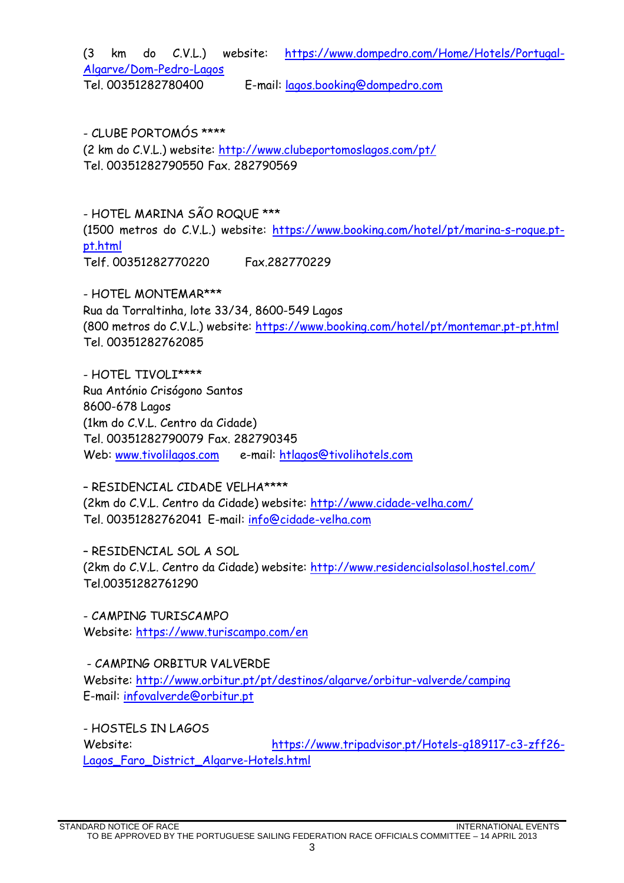(3 km do C.V.L.) website: https://www.dompedro.com/Home/Hotels/Portugal-Algarve/Dom-Pedro-Lagos
Tel. 00351282780400 E-mail: lagos.booking@dompedro.com

- CLUBE PORTOMÓS ****
(2 km do C.V.L.) website: http://www.clubeportomoslagos.com/pt/
Tel. 00351282790550 Fax. 282790569

- HOTEL MARINA SÃO ROQUE ***
(1500 metros do C.V.L.) website: https://www.booking.com/hotel/pt/marina-s-roque.pt-pt.html
Telf. 00351282770220 Fax.282770229

- HOTEL MONTEMAR***
Rua da Torraltinha, lote 33/34, 8600-549 Lagos
(800 metros do C.V.L.) website: https://www.booking.com/hotel/pt/montemar.pt-pt.html
Tel. 00351282762085

- HOTEL TIVOLI****
Rua António Crisógono Santos
8600-678 Lagos
(1km do C.V.L. Centro da Cidade)
Tel. 00351282790079 Fax. 282790345
Web: www.tivolilagos.com e-mail: htlagos@tivolihotels.com

– RESIDENCIAL CIDADE VELHA****
(2km do C.V.L. Centro da Cidade) website: http://www.cidade-velha.com/
Tel. 00351282762041 E-mail: info@cidade-velha.com

– RESIDENCIAL SOL A SOL
(2km do C.V.L. Centro da Cidade) website: http://www.residencialsolasol.hostel.com/
Tel.00351282761290

- CAMPING TURISCAMPO
Website: https://www.turiscampo.com/en

- CAMPING ORBITUR VALVERDE
Website: http://www.orbitur.pt/pt/destinos/algarve/orbitur-valverde/camping
E-mail: infovalverde@orbitur.pt

- HOSTELS IN LAGOS
Website: https://www.tripadvisor.pt/Hotels-g189117-c3-zff26-Lagos_Faro_District_Algarve-Hotels.html